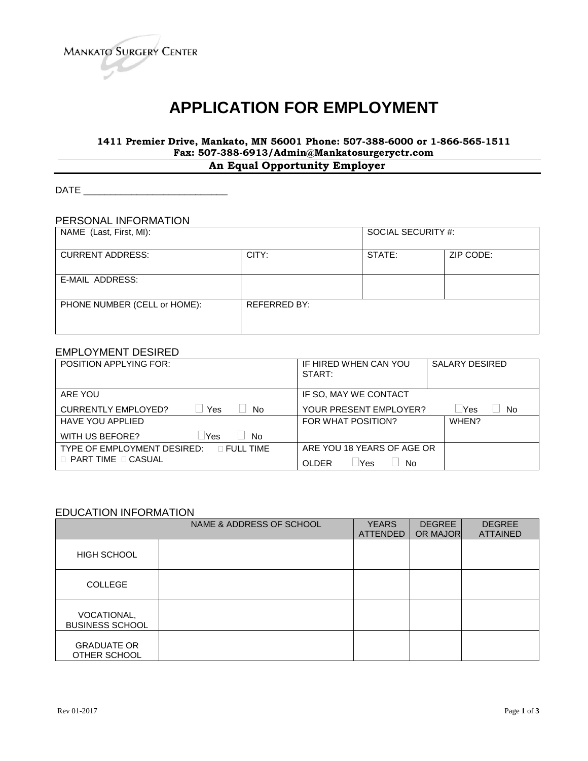MANKATO SURGERY CENTER

# APPLICATION FOR EMPLOYMENT

**1411 Premier Drive, Mankato, MN 56001 Phone: 507-388-6000 or 1-866-565-1511**
**Fax: 507-388-6913/Admin@Mankatosurgeryctr.com**

**An Equal Opportunity Employer**

DATE ___________________________

## PERSONAL INFORMATION

| NAME (Last, First, MI): | | SOCIAL SECURITY #: | |
|---|---|---|---|
| CURRENT ADDRESS: | CITY: | STATE: | ZIP CODE: |
| E-MAIL ADDRESS: | | | |
| PHONE NUMBER (CELL or HOME): | REFERRED BY: | | |

## EMPLOYMENT DESIRED

| POSITION APPLYING FOR: | IF HIRED WHEN CAN YOU START: | SALARY DESIRED |
|---|---|---|
| ARE YOU CURRENTLY EMPLOYED? ☐ Yes ☐ No | IF SO, MAY WE CONTACT YOUR PRESENT EMPLOYER? ☐Yes ☐ No | |
| HAVE YOU APPLIED WITH US BEFORE? ☐Yes ☐ No | FOR WHAT POSITION? | WHEN? |
| TYPE OF EMPLOYMENT DESIRED: ☐ FULL TIME ☐ PART TIME ☐ CASUAL | ARE YOU 18 YEARS OF AGE OR OLDER ☐Yes ☐ No | |

## EDUCATION INFORMATION

| | NAME & ADDRESS OF SCHOOL | YEARS ATTENDED | DEGREE OR MAJOR | DEGREE ATTAINED |
|---|---|---|---|---|
| HIGH SCHOOL | | | | |
| COLLEGE | | | | |
| VOCATIONAL, BUSINESS SCHOOL | | | | |
| GRADUATE OR OTHER SCHOOL | | | | |

Rev 01-2017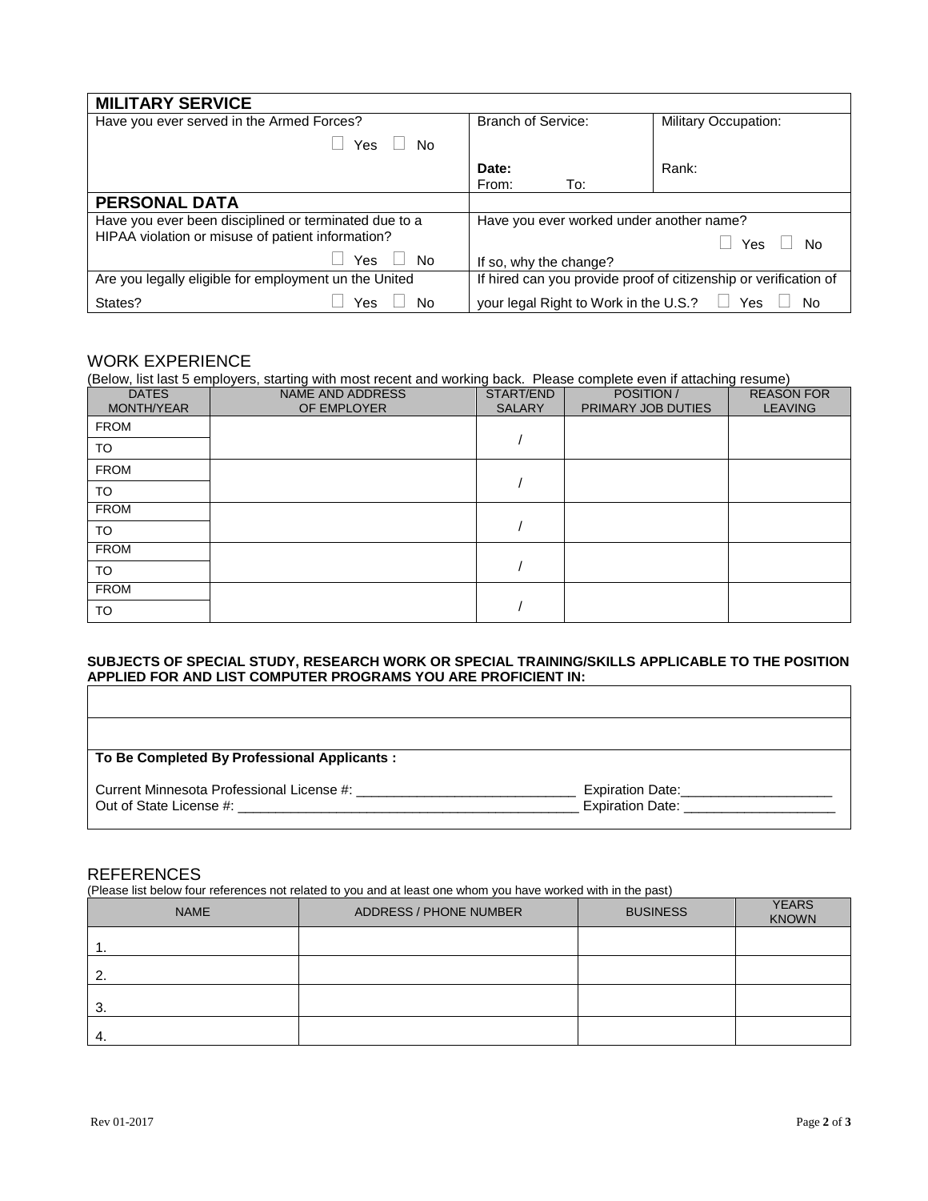| **MILITARY SERVICE** | | |
|---|---|---|
| Have you ever served in the Armed Forces? ☐ Yes ☐ No | Branch of Service: | Military Occupation: |
| | **Date:** From: To: | Rank: |

| **PERSONAL DATA** | |
|---|---|
| Have you ever been disciplined or terminated due to a HIPAA violation or misuse of patient information? ☐ Yes ☐ No | Have you ever worked under another name? ☐ Yes ☐ No If so, why the change? |
| Are you legally eligible for employment un the United States? ☐ Yes ☐ No | If hired can you provide proof of citizenship or verification of your legal Right to Work in the U.S.? ☐ Yes ☐ No |

## WORK EXPERIENCE

(Below, list last 5 employers, starting with most recent and working back. Please complete even if attaching resume)

| DATES MONTH/YEAR | NAME AND ADDRESS OF EMPLOYER | START/END SALARY | POSITION / PRIMARY JOB DUTIES | REASON FOR LEAVING |
|---|---|---|---|---|
| FROM | | / | | |
| TO | | | | |
| FROM | | / | | |
| TO | | | | |
| FROM | | / | | |
| TO | | | | |
| FROM | | / | | |
| TO | | | | |
| FROM | | / | | |
| TO | | | | |

**SUBJECTS OF SPECIAL STUDY, RESEARCH WORK OR SPECIAL TRAINING/SKILLS APPLICABLE TO THE POSITION APPLIED FOR AND LIST COMPUTER PROGRAMS YOU ARE PROFICIENT IN:**

**To Be Completed By Professional Applicants :**

Current Minnesota Professional License #: _____________________________ Expiration Date:____________________

Out of State License #: _____________________________________________ Expiration Date: ____________________

## REFERENCES

(Please list below four references not related to you and at least one whom you have worked with in the past)

| NAME | ADDRESS / PHONE NUMBER | BUSINESS | YEARS KNOWN |
|---|---|---|---|
| 1. | | | |
| 2. | | | |
| 3. | | | |
| 4. | | | |

Rev 01-2017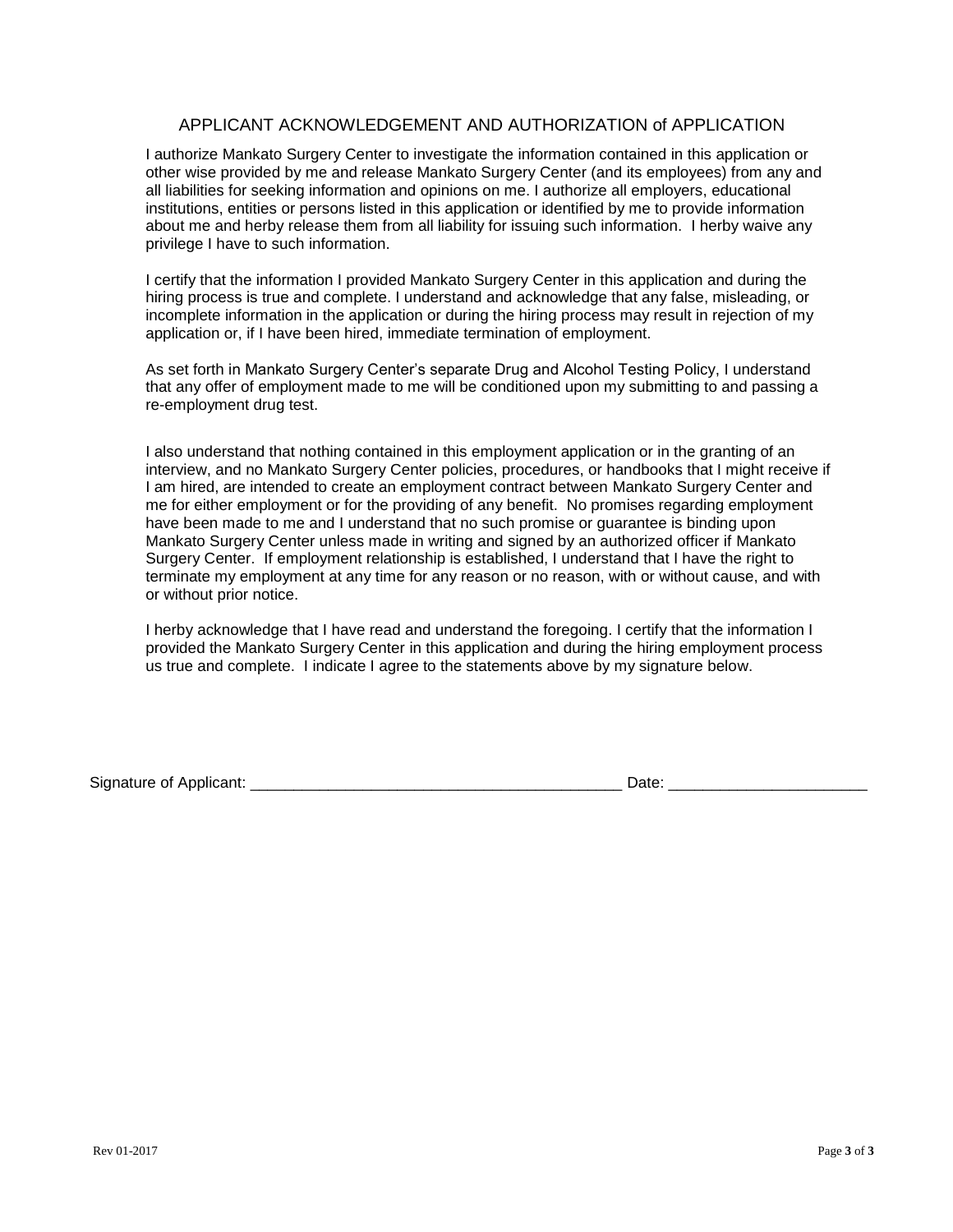## APPLICANT ACKNOWLEDGEMENT AND AUTHORIZATION of APPLICATION

I authorize Mankato Surgery Center to investigate the information contained in this application or other wise provided by me and release Mankato Surgery Center (and its employees) from any and all liabilities for seeking information and opinions on me. I authorize all employers, educational institutions, entities or persons listed in this application or identified by me to provide information about me and herby release them from all liability for issuing such information. I herby waive any privilege I have to such information.

I certify that the information I provided Mankato Surgery Center in this application and during the hiring process is true and complete. I understand and acknowledge that any false, misleading, or incomplete information in the application or during the hiring process may result in rejection of my application or, if I have been hired, immediate termination of employment.

As set forth in Mankato Surgery Center's separate Drug and Alcohol Testing Policy, I understand that any offer of employment made to me will be conditioned upon my submitting to and passing a re-employment drug test.

I also understand that nothing contained in this employment application or in the granting of an interview, and no Mankato Surgery Center policies, procedures, or handbooks that I might receive if I am hired, are intended to create an employment contract between Mankato Surgery Center and me for either employment or for the providing of any benefit. No promises regarding employment have been made to me and I understand that no such promise or guarantee is binding upon Mankato Surgery Center unless made in writing and signed by an authorized officer if Mankato Surgery Center. If employment relationship is established, I understand that I have the right to terminate my employment at any time for any reason or no reason, with or without cause, and with or without prior notice.

I herby acknowledge that I have read and understand the foregoing. I certify that the information I provided the Mankato Surgery Center in this application and during the hiring employment process us true and complete. I indicate I agree to the statements above by my signature below.

Signature of Applicant: ___________________________________________ Date: ______________________

Rev 01-2017